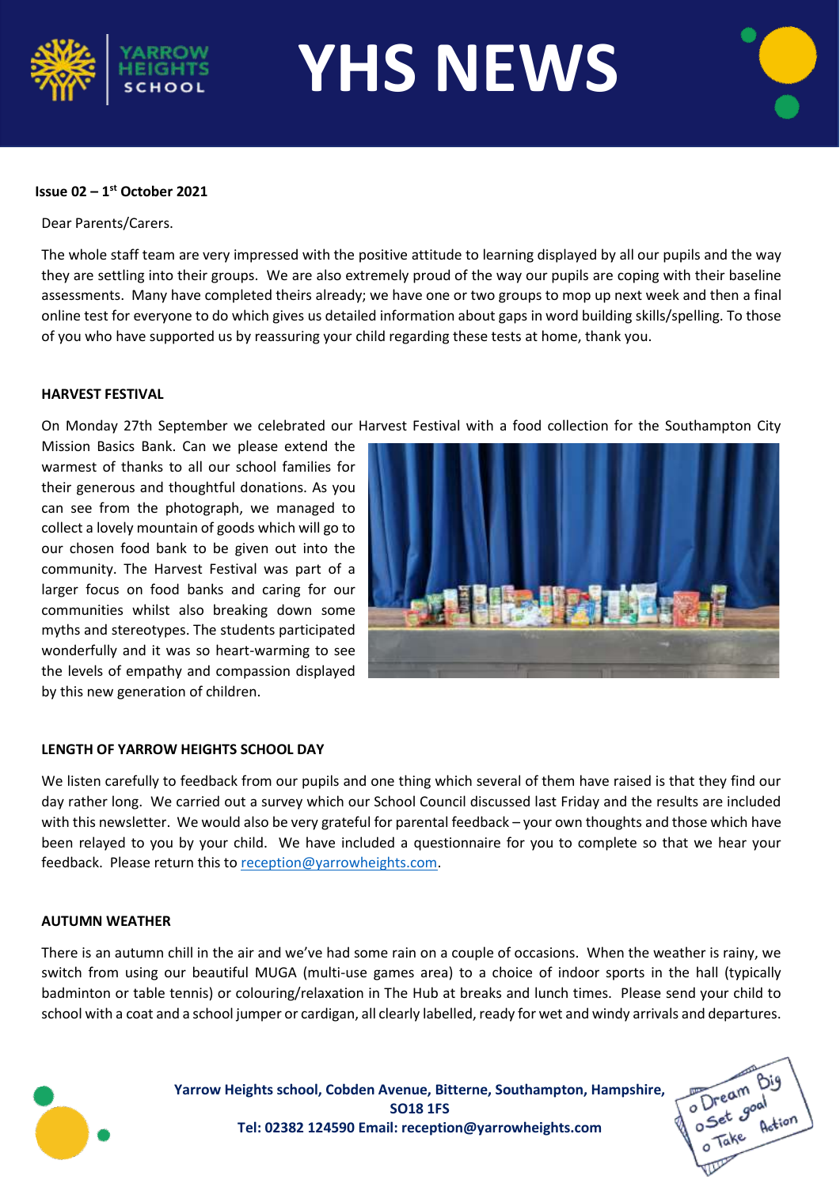# YHS NEWS

**Issue 02 – 1st October 2021**

Dear Parents/Carers.

The whole staff team are very impressed with the positive attitude to learning displayed by all our pupils and the way they are settling into their groups. We are also extremely proud of the way our pupils are coping with their baseline assessments. Many have completed theirs already; we have one or two groups to mop up next week and then a final online test for everyone to do which gives us detailed information about gaps in word building skills/spelling. To those of you who have supported us by reassuring your child regarding these tests at home, thank you.

**HARVEST FESTIVAL**

On Monday 27th September we celebrated our Harvest Festival with a food collection for the Southampton City Mission Basics Bank. Can we please extend the warmest of thanks to all our school families for their generous and thoughtful donations. As you can see from the photograph, we managed to collect a lovely mountain of goods which will go to our chosen food bank to be given out into the community. The Harvest Festival was part of a larger focus on food banks and caring for our communities whilst also breaking down some myths and stereotypes. The students participated wonderfully and it was so heart-warming to see the levels of empathy and compassion displayed by this new generation of children.

**LENGTH OF YARROW HEIGHTS SCHOOL DAY**

We listen carefully to feedback from our pupils and one thing which several of them have raised is that they find our day rather long. We carried out a survey which our School Council discussed last Friday and the results are included with this newsletter. We would also be very grateful for parental feedback – your own thoughts and those which have been relayed to you by your child. We have included a questionnaire for you to complete so that we hear your feedback. Please return this to reception@yarrowheights.com.

**AUTUMN WEATHER**

There is an autumn chill in the air and we've had some rain on a couple of occasions. When the weather is rainy, we switch from using our beautiful MUGA (multi-use games area) to a choice of indoor sports in the hall (typically badminton or table tennis) or colouring/relaxation in The Hub at breaks and lunch times. Please send your child to school with a coat and a school jumper or cardigan, all clearly labelled, ready for wet and windy arrivals and departures.

**Yarrow Heights school, Cobden Avenue, Bitterne, Southampton, Hampshire, SO18 1FS**
**Tel: 02382 124590 Email: reception@yarrowheights.com**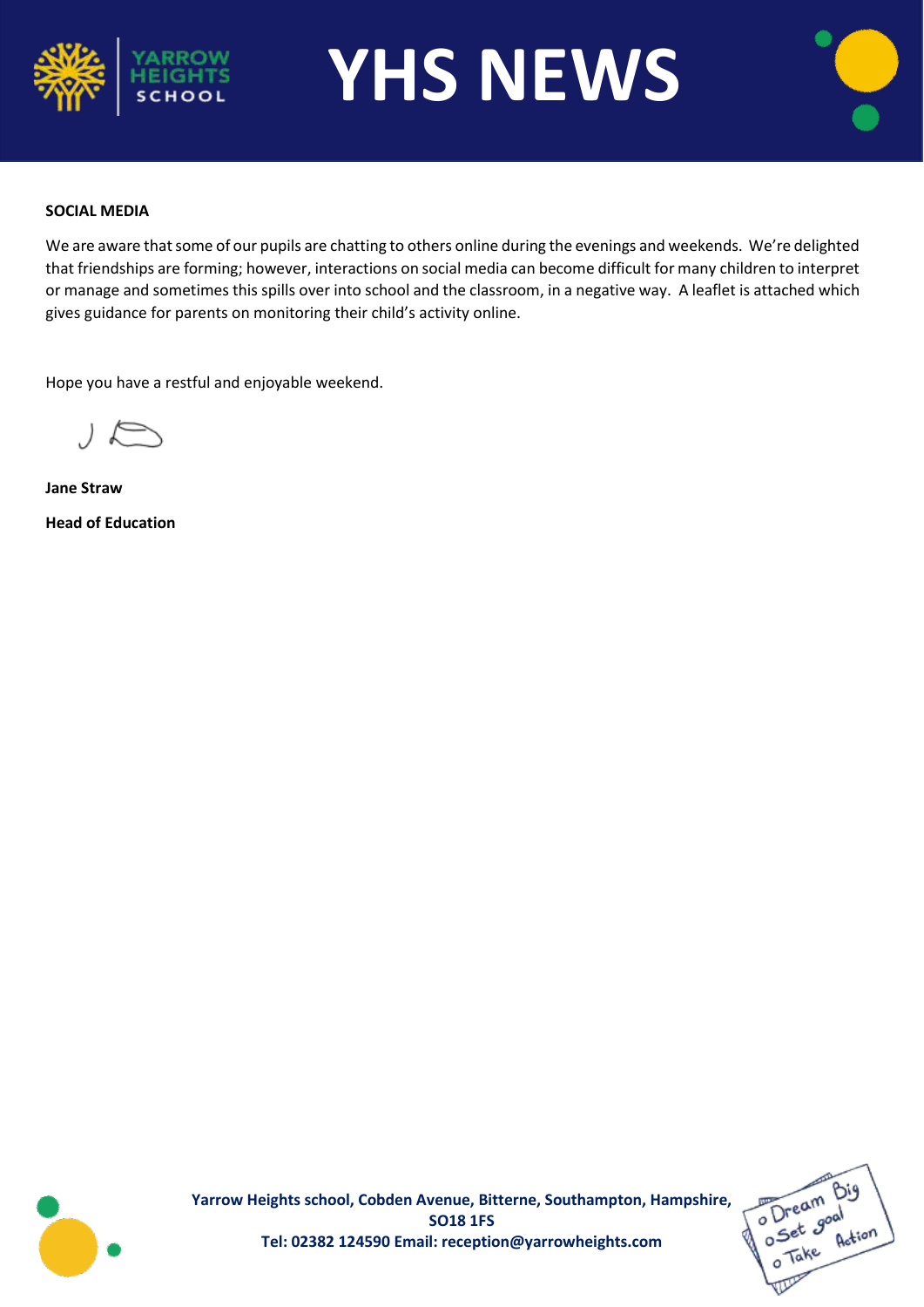**SOCIAL MEDIA**

We are aware that some of our pupils are chatting to others online during the evenings and weekends. We're delighted that friendships are forming; however, interactions on social media can become difficult for many children to interpret or manage and sometimes this spills over into school and the classroom, in a negative way. A leaflet is attached which gives guidance for parents on monitoring their child's activity online.

Hope you have a restful and enjoyable weekend.

**Jane Straw**

**Head of Education**